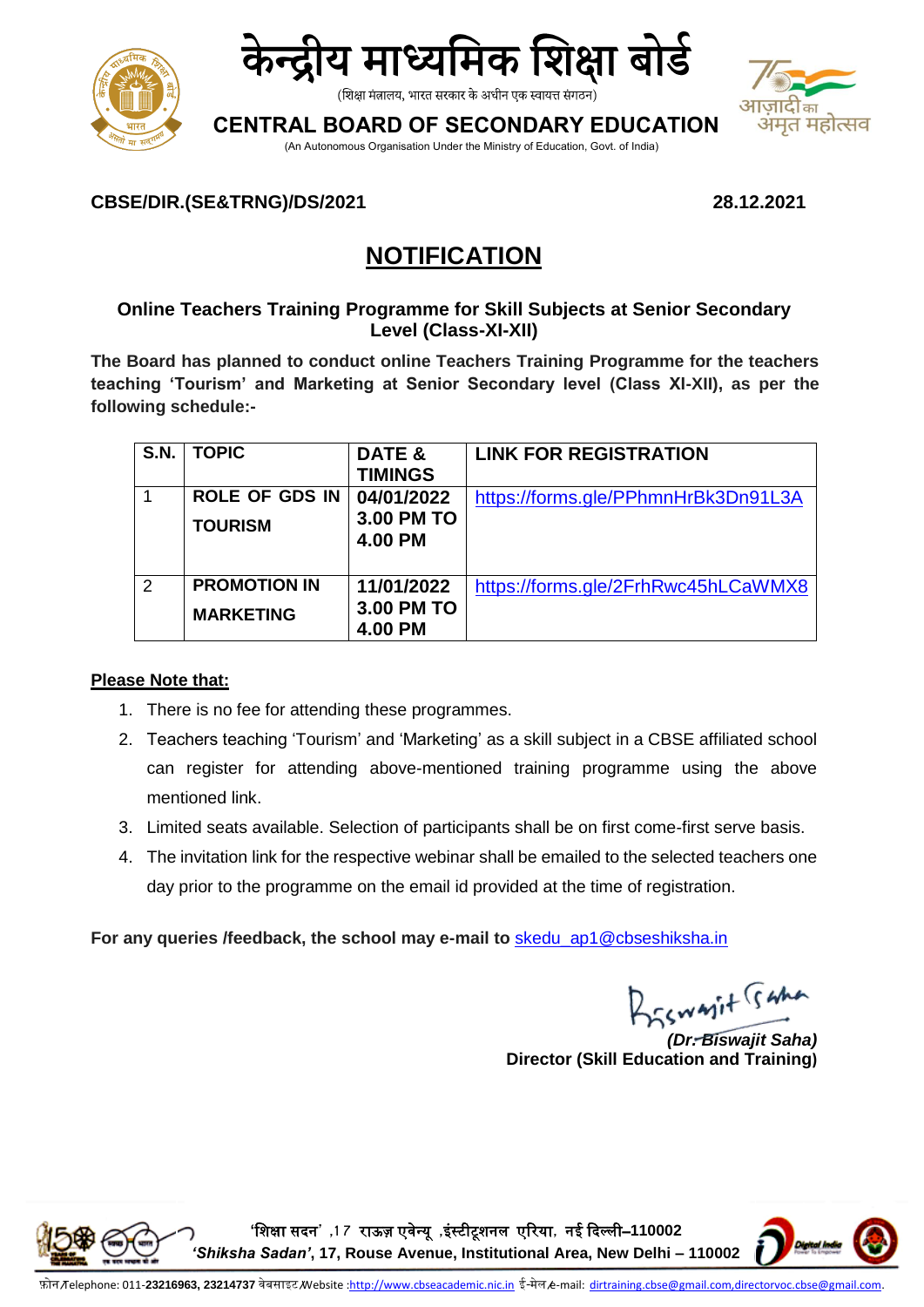# केन्द्रीय माध्यमिक शिक्षा बोर्ड

(शिक्षा मंत्रालय, भारत सरकार के अधीन एक स्वायत्त संगठन)

## CENTRAL BOARD OF SECONDARY EDUCATION

(An Autonomous Organisation Under the Ministry of Education, Govt. of India)

**CBSE/DIR.(SE&TRNG)/DS/2021** **28.12.2021**

## NOTIFICATION

### Online Teachers Training Programme for Skill Subjects at Senior Secondary Level (Class-XI-XII)

**The Board has planned to conduct online Teachers Training Programme for the teachers teaching 'Tourism' and Marketing at Senior Secondary level (Class XI-XII), as per the following schedule:-**

| S.N. | TOPIC | DATE & TIMINGS | LINK FOR REGISTRATION |
|---|---|---|---|
| 1 | ROLE OF GDS IN TOURISM | 04/01/2022 3.00 PM TO 4.00 PM | https://forms.gle/PPhmnHrBk3Dn91L3A |
| 2 | PROMOTION IN MARKETING | 11/01/2022 3.00 PM TO 4.00 PM | https://forms.gle/2FrhRwc45hLCaWMX8 |

**Please Note that:**

1. There is no fee for attending these programmes.
2. Teachers teaching 'Tourism' and 'Marketing' as a skill subject in a CBSE affiliated school can register for attending above-mentioned training programme using the above mentioned link.
3. Limited seats available. Selection of participants shall be on first come-first serve basis.
4. The invitation link for the respective webinar shall be emailed to the selected teachers one day prior to the programme on the email id provided at the time of registration.

**For any queries /feedback, the school may e-mail to** skedu_ap1@cbseshiksha.in

*(Dr. Biswajit Saha)*
**Director (Skill Education and Training)**

'शिक्षा सदन' ,17 राऊज़ एवेन्यू ,इंस्टीटूशनल एरिया, नई दिल्ली–110002
*'Shiksha Sadan'*, 17, Rouse Avenue, Institutional Area, New Delhi – 110002

फ़ोन/Telephone: 011-23216963, 23214737 वेबसाइट/Website :http://www.cbseacademic.nic.in ई-मेल/e-mail: dirtraining.cbse@gmail.com,directorvoc.cbse@gmail.com.